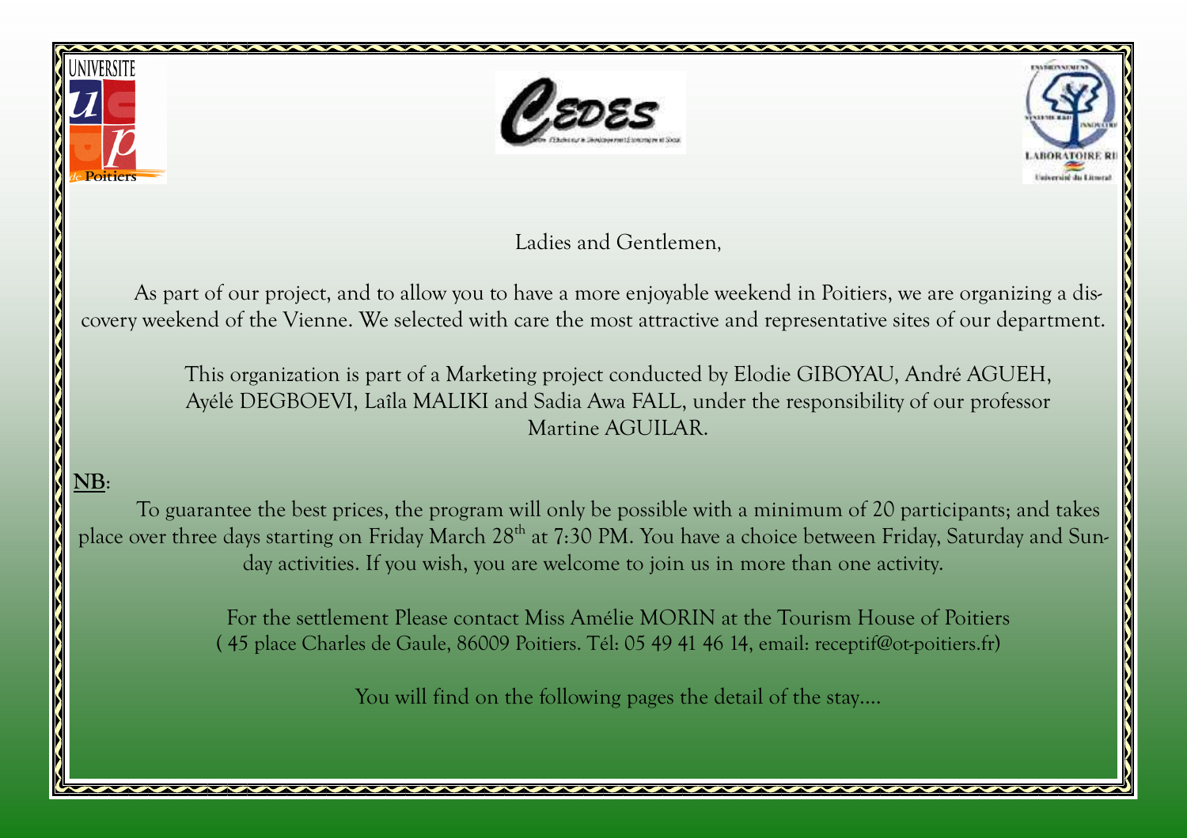Ladies and Gentlemen,

As part of our project, and to allow you to have a more enjoyable weekend in Poitiers, we are organizing a discovery weekend of the Vienne. We selected with care the most attractive and representative sites of our department.

This organization is part of a Marketing project conducted by Elodie GIBOYAU, André AGUEH, Ayélé DEGBOEVI, Laîla MALIKI and Sadia Awa FALL, under the responsibility of our professor Martine AGUILAR.

**NB**:

To guarantee the best prices, the program will only be possible with a minimum of 20 participants; and takes place over three days starting on Friday March 28th at 7:30 PM. You have a choice between Friday, Saturday and Sunday activities. If you wish, you are welcome to join us in more than one activity.

For the settlement Please contact Miss Amélie MORIN at the Tourism House of Poitiers ( 45 place Charles de Gaule, 86009 Poitiers. Tél: 05 49 41 46 14, email: receptif@ot-poitiers.fr)

You will find on the following pages the detail of the stay....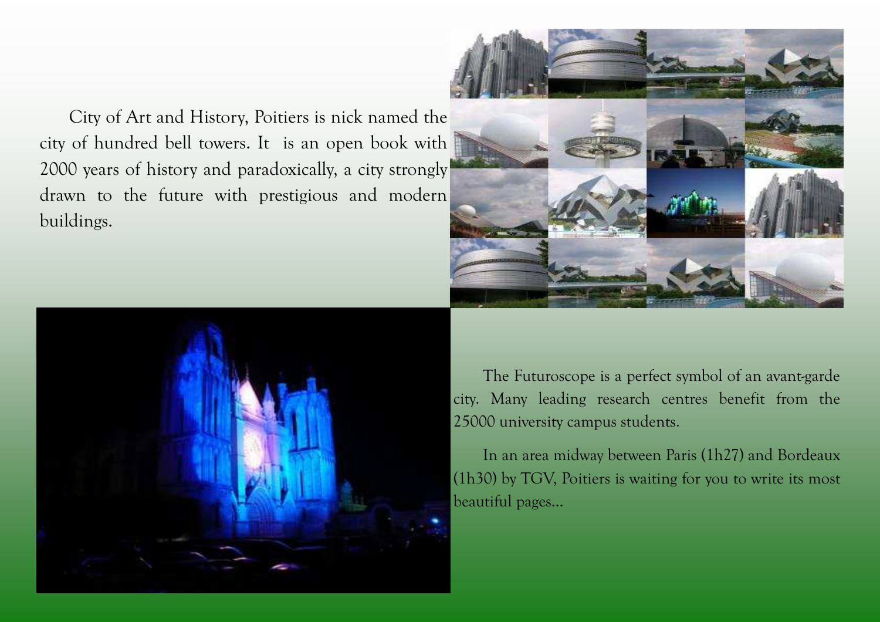City of Art and History, Poitiers is nick named the city of hundred bell towers. It is an open book with 2000 years of history and paradoxically, a city strongly drawn to the future with prestigious and modern buildings.

The Futuroscope is a perfect symbol of an avant-garde city. Many leading research centres benefit from the 25000 university campus students.

In an area midway between Paris (1h27) and Bordeaux (1h30) by TGV, Poitiers is waiting for you to write its most beautiful pages...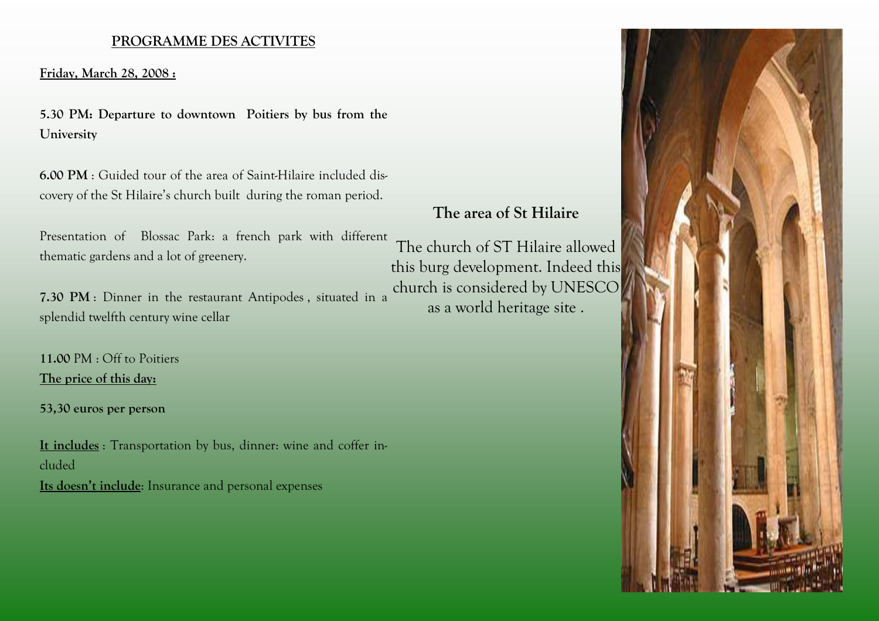## PROGRAMME DES ACTIVITES

**Friday, March 28, 2008 :**

**5.30 PM: Departure to downtown Poitiers by bus from the University**

**6.00 PM** : Guided tour of the area of Saint-Hilaire included discovery of the St Hilaire's church built during the roman period.

Presentation of Blossac Park: a french park with different thematic gardens and a lot of greenery.

**7.30 PM** : Dinner in the restaurant Antipodes , situated in a splendid twelfth century wine cellar

**11.00** PM : Off to Poitiers

**The price of this day:**

**53,30 euros per person**

**It includes** : Transportation by bus, dinner: wine and coffer included

**Its doesn't include**: Insurance and personal expenses

### The area of St Hilaire

The church of ST Hilaire allowed this burg development. Indeed this church is considered by UNESCO as a world heritage site .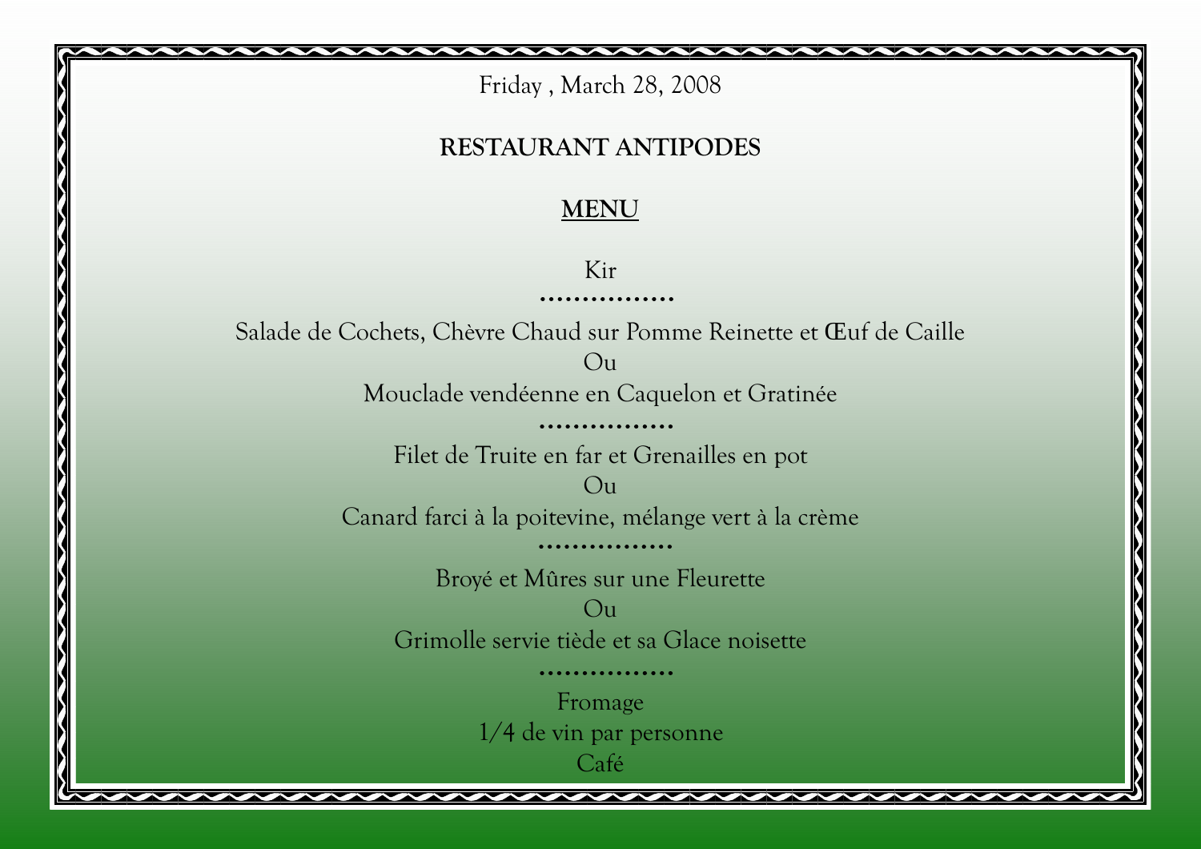Friday , March 28, 2008

**RESTAURANT ANTIPODES**

**MENU**

Kir

................

Salade de Cochets, Chèvre Chaud sur Pomme Reinette et Œuf de Caille

Ou

Mouclade vendéenne en Caquelon et Gratinée

................

Filet de Truite en far et Grenailles en pot

Ou

Canard farci à la poitevine, mélange vert à la crème

................

Broyé et Mûres sur une Fleurette

Ou

Grimolle servie tiède et sa Glace noisette

................

Fromage

1/4 de vin par personne

Café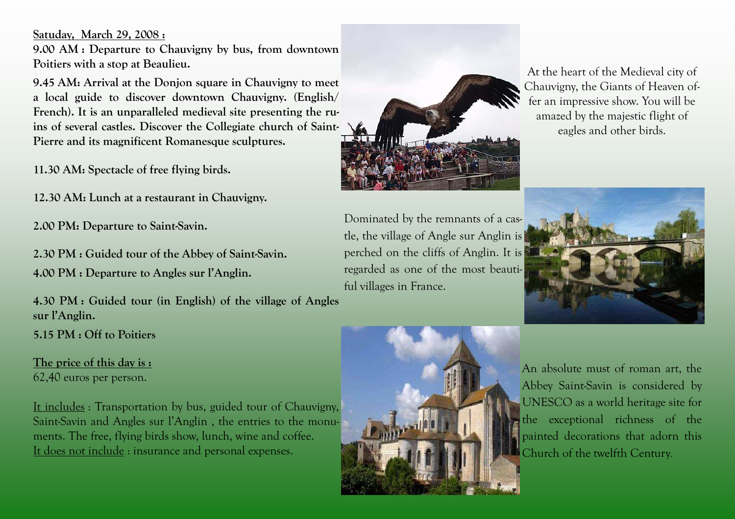**Satuday, March 29, 2008 :**

**9.00 AM : Departure to Chauvigny by bus, from downtown Poitiers with a stop at Beaulieu.**

**9.45 AM: Arrival at the Donjon square in Chauvigny to meet a local guide to discover downtown Chauvigny. (English/ French). It is an unparalleled medieval site presenting the ruins of several castles. Discover the Collegiate church of Saint-Pierre and its magnificent Romanesque sculptures.**

**11.30 AM: Spectacle of free flying birds.**

**12.30 AM: Lunch at a restaurant in Chauvigny.**

**2.00 PM: Departure to Saint-Savin.**

**2.30 PM : Guided tour of the Abbey of Saint-Savin.**

**4.00 PM : Departure to Angles sur l'Anglin.**

**4.30 PM : Guided tour (in English) of the village of Angles sur l'Anglin.**

**5.15 PM : Off to Poitiers**

**The price of this day is :**
62,40 euros per person.

It includes : Transportation by bus, guided tour of Chauvigny, Saint-Savin and Angles sur l'Anglin , the entries to the monuments. The free, flying birds show, lunch, wine and coffee.
It does not include : insurance and personal expenses.

At the heart of the Medieval city of Chauvigny, the Giants of Heaven offer an impressive show. You will be amazed by the majestic flight of eagles and other birds.

Dominated by the remnants of a castle, the village of Angle sur Anglin is perched on the cliffs of Anglin. It is regarded as one of the most beautiful villages in France.

An absolute must of roman art, the Abbey Saint-Savin is considered by UNESCO as a world heritage site for the exceptional richness of the painted decorations that adorn this Church of the twelfth Century.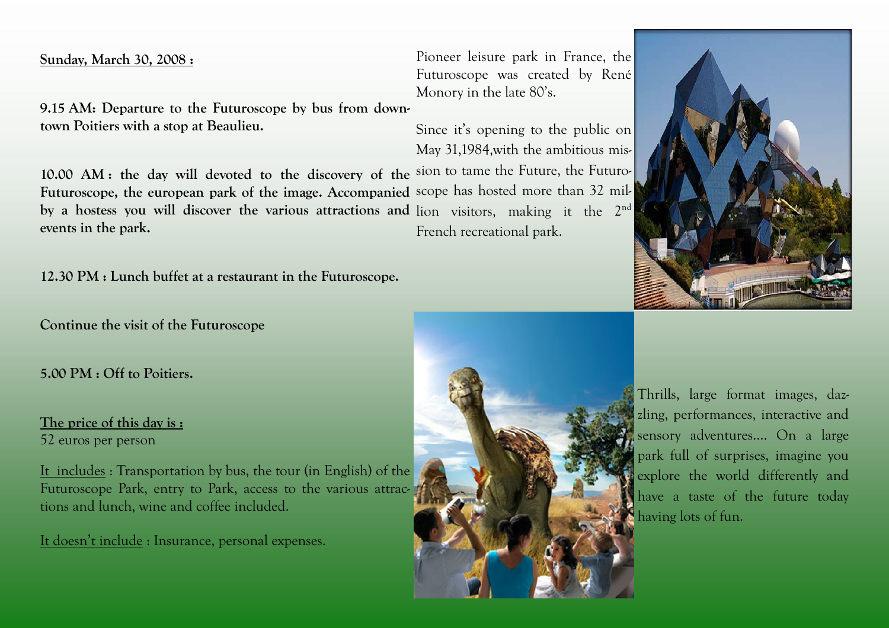**Sunday, March 30, 2008 :**

**9.15 AM: Departure to the Futuroscope by bus from downtown Poitiers with a stop at Beaulieu.**

**10.00 AM : the day will devoted to the discovery of the Futuroscope, the european park of the image. Accompanied by a hostess you will discover the various attractions and events in the park.**

**12.30 PM : Lunch buffet at a restaurant in the Futuroscope.**

**Continue the visit of the Futuroscope**

**5.00 PM : Off to Poitiers.**

**The price of this day is :**
52 euros per person

It includes : Transportation by bus, the tour (in English) of the Futuroscope Park, entry to Park, access to the various attractions and lunch, wine and coffee included.

It doesn't include : Insurance, personal expenses.

Pioneer leisure park in France, the Futuroscope was created by René Monory in the late 80's.

Since it's opening to the public on May 31,1984,with the ambitious mission to tame the Future, the Futuroscope has hosted more than 32 million visitors, making it the 2nd French recreational park.

Thrills, large format images, dazzling, performances, interactive and sensory adventures.... On a large park full of surprises, imagine you explore the world differently and have a taste of the future today having lots of fun.